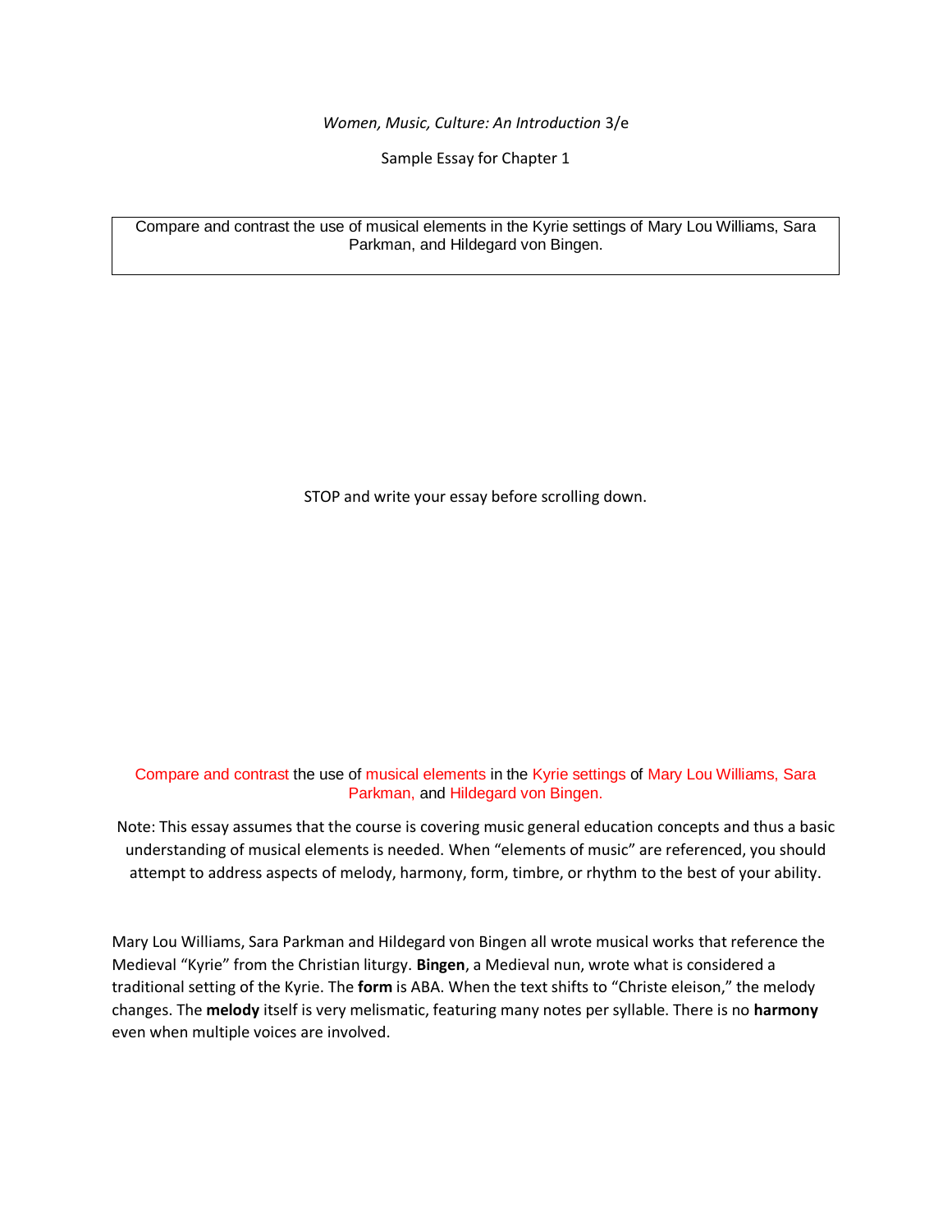*Women, Music, Culture: An Introduction* 3/e

Sample Essay for Chapter 1

> Compare and contrast the use of musical elements in the Kyrie settings of Mary Lou Williams, Sara Parkman, and Hildegard von Bingen.

STOP and write your essay before scrolling down.

Compare and contrast the use of musical elements in the Kyrie settings of Mary Lou Williams, Sara Parkman, and Hildegard von Bingen.

Note: This essay assumes that the course is covering music general education concepts and thus a basic understanding of musical elements is needed. When "elements of music" are referenced, you should attempt to address aspects of melody, harmony, form, timbre, or rhythm to the best of your ability.

Mary Lou Williams, Sara Parkman and Hildegard von Bingen all wrote musical works that reference the Medieval "Kyrie" from the Christian liturgy. **Bingen**, a Medieval nun, wrote what is considered a traditional setting of the Kyrie. The **form** is ABA. When the text shifts to "Christe eleison," the melody changes. The **melody** itself is very melismatic, featuring many notes per syllable. There is no **harmony** even when multiple voices are involved.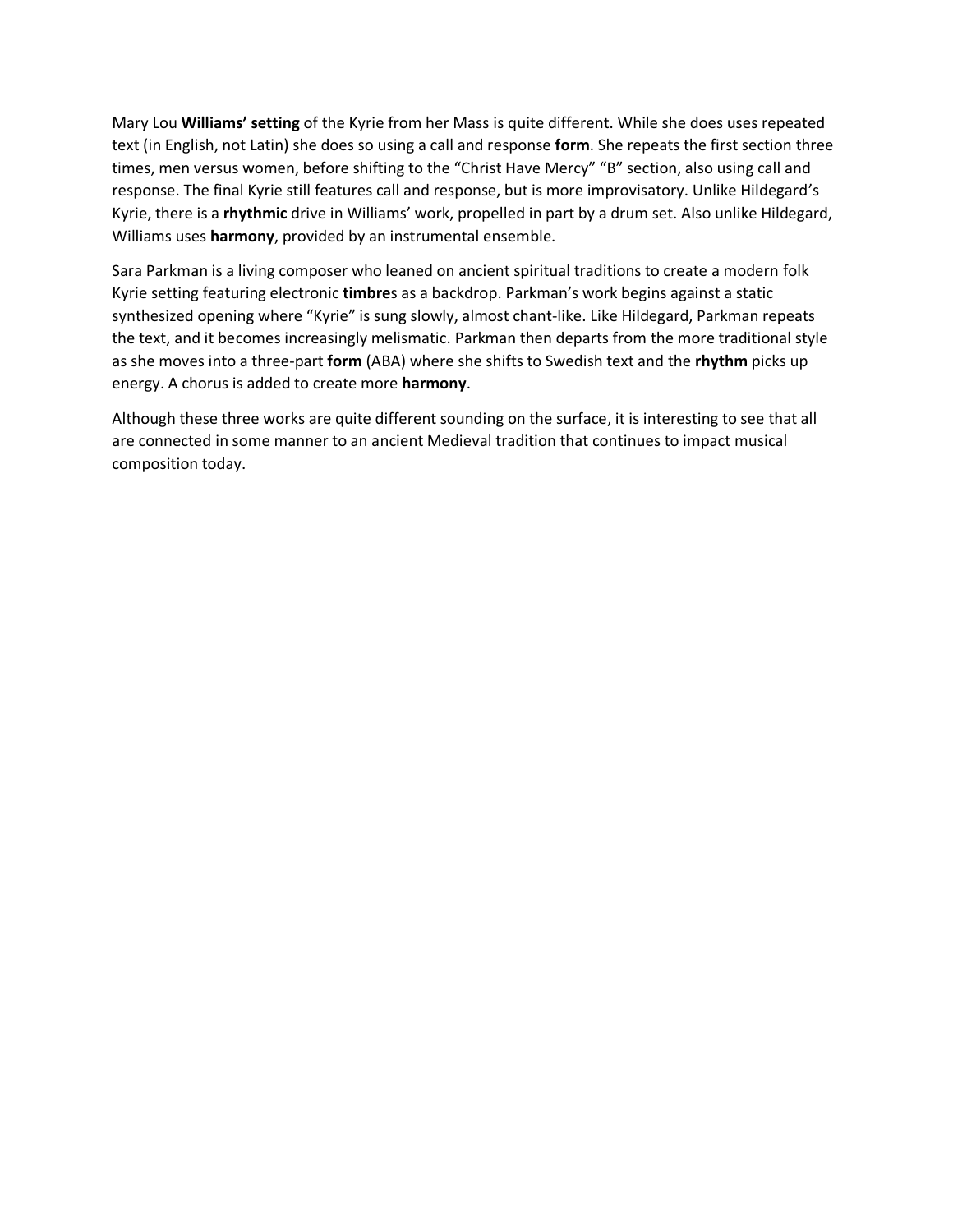Mary Lou **Williams' setting** of the Kyrie from her Mass is quite different. While she does uses repeated text (in English, not Latin) she does so using a call and response **form**. She repeats the first section three times, men versus women, before shifting to the "Christ Have Mercy" "B" section, also using call and response. The final Kyrie still features call and response, but is more improvisatory. Unlike Hildegard's Kyrie, there is a **rhythmic** drive in Williams' work, propelled in part by a drum set. Also unlike Hildegard, Williams uses **harmony**, provided by an instrumental ensemble.

Sara Parkman is a living composer who leaned on ancient spiritual traditions to create a modern folk Kyrie setting featuring electronic **timbre**s as a backdrop. Parkman's work begins against a static synthesized opening where "Kyrie" is sung slowly, almost chant-like. Like Hildegard, Parkman repeats the text, and it becomes increasingly melismatic. Parkman then departs from the more traditional style as she moves into a three-part **form** (ABA) where she shifts to Swedish text and the **rhythm** picks up energy. A chorus is added to create more **harmony**.

Although these three works are quite different sounding on the surface, it is interesting to see that all are connected in some manner to an ancient Medieval tradition that continues to impact musical composition today.